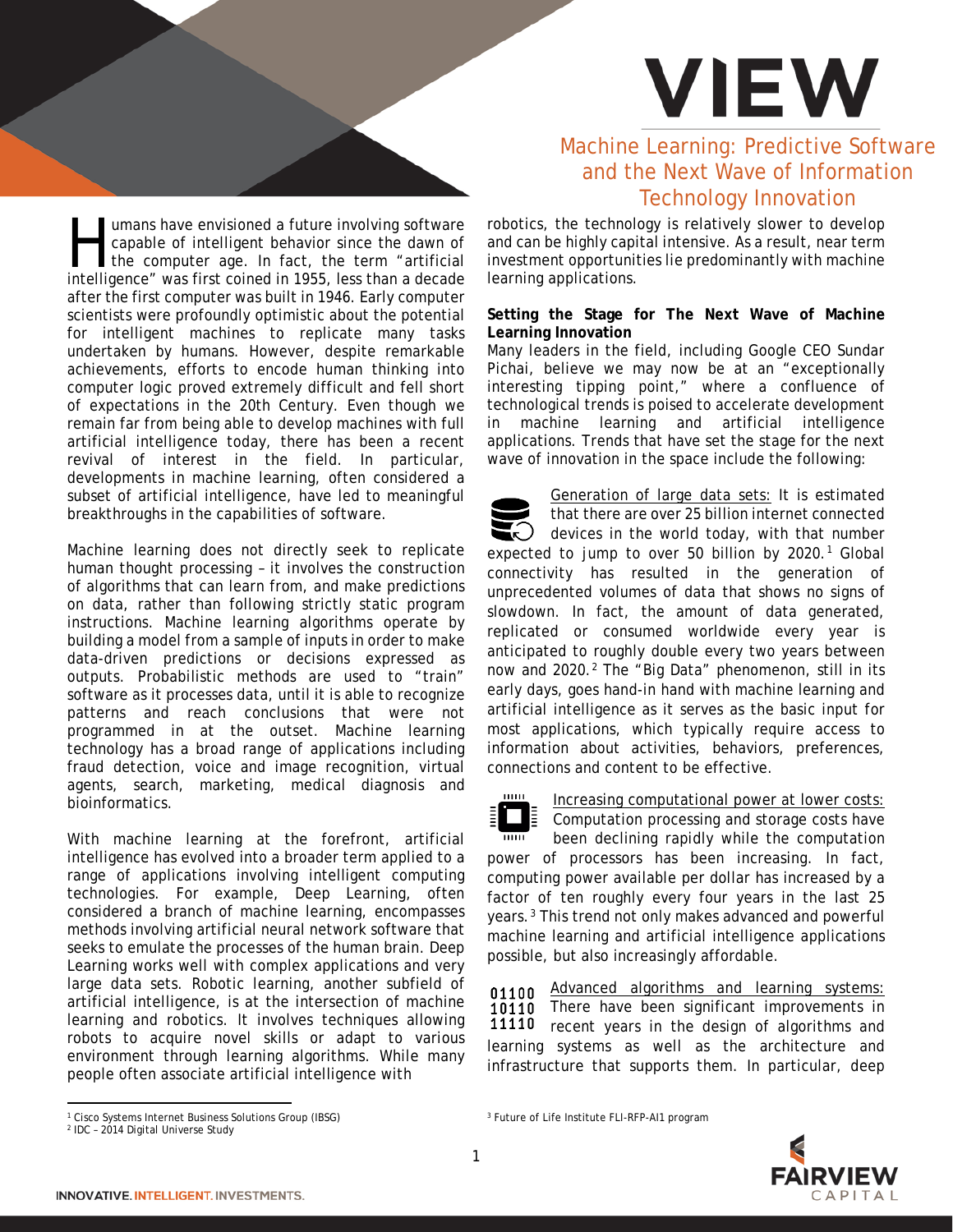# VIEW

## Machine Learning: Predictive Software and the Next Wave of Information Technology Innovation

Humans have envisioned a future involving software capable of intelligent behavior since the dawn of the computer age. In fact, the term "artificial intelligence" was first coined in 1955, less than a decade after the first computer was built in 1946. Early computer scientists were profoundly optimistic about the potential for intelligent machines to replicate many tasks undertaken by humans. However, despite remarkable achievements, efforts to encode human thinking into computer logic proved extremely difficult and fell short of expectations in the 20th Century. Even though we remain far from being able to develop machines with full artificial intelligence today, there has been a recent revival of interest in the field. In particular, developments in machine learning, often considered a subset of artificial intelligence, have led to meaningful breakthroughs in the capabilities of software.

Machine learning does not directly seek to replicate human thought processing – it involves the construction of algorithms that can learn from, and make predictions on data, rather than following strictly static program instructions. Machine learning algorithms operate by building a model from a sample of inputs in order to make data-driven predictions or decisions expressed as outputs. Probabilistic methods are used to "train" software as it processes data, until it is able to recognize patterns and reach conclusions that were not programmed in at the outset. Machine learning technology has a broad range of applications including fraud detection, voice and image recognition, virtual agents, search, marketing, medical diagnosis and bioinformatics.

With machine learning at the forefront, artificial intelligence has evolved into a broader term applied to a range of applications involving intelligent computing technologies. For example, Deep Learning, often considered a branch of machine learning, encompasses methods involving artificial neural network software that seeks to emulate the processes of the human brain. Deep Learning works well with complex applications and very large data sets. Robotic learning, another subfield of artificial intelligence, is at the intersection of machine learning and robotics. It involves techniques allowing robots to acquire novel skills or adapt to various environment through learning algorithms. While many people often associate artificial intelligence with robotics, the technology is relatively slower to develop and can be highly capital intensive. As a result, near term investment opportunities lie predominantly with machine learning applications.

**Setting the Stage for The Next Wave of Machine Learning Innovation**

Many leaders in the field, including Google CEO Sundar Pichai, believe we may now be at an "exceptionally interesting tipping point," where a confluence of technological trends is poised to accelerate development in machine learning and artificial intelligence applications. Trends that have set the stage for the next wave of innovation in the space include the following:

Generation of large data sets: It is estimated that there are over 25 billion internet connected devices in the world today, with that number expected to jump to over 50 billion by 2020.[1] Global connectivity has resulted in the generation of unprecedented volumes of data that shows no signs of slowdown. In fact, the amount of data generated, replicated or consumed worldwide every year is anticipated to roughly double every two years between now and 2020.[2] The "Big Data" phenomenon, still in its early days, goes hand-in hand with machine learning and artificial intelligence as it serves as the basic input for most applications, which typically require access to information about activities, behaviors, preferences, connections and content to be effective.

Increasing computational power at lower costs: Computation processing and storage costs have been declining rapidly while the computation power of processors has been increasing. In fact, computing power available per dollar has increased by a factor of ten roughly every four years in the last 25 years.[3] This trend not only makes advanced and powerful machine learning and artificial intelligence applications possible, but also increasingly affordable.

Advanced algorithms and learning systems: There have been significant improvements in recent years in the design of algorithms and learning systems as well as the architecture and infrastructure that supports them. In particular, deep

[1] Cisco Systems Internet Business Solutions Group (IBSG)
[2] IDC – 2014 Digital Universe Study
[3] Future of Life Institute FLI-RFP-AI1 program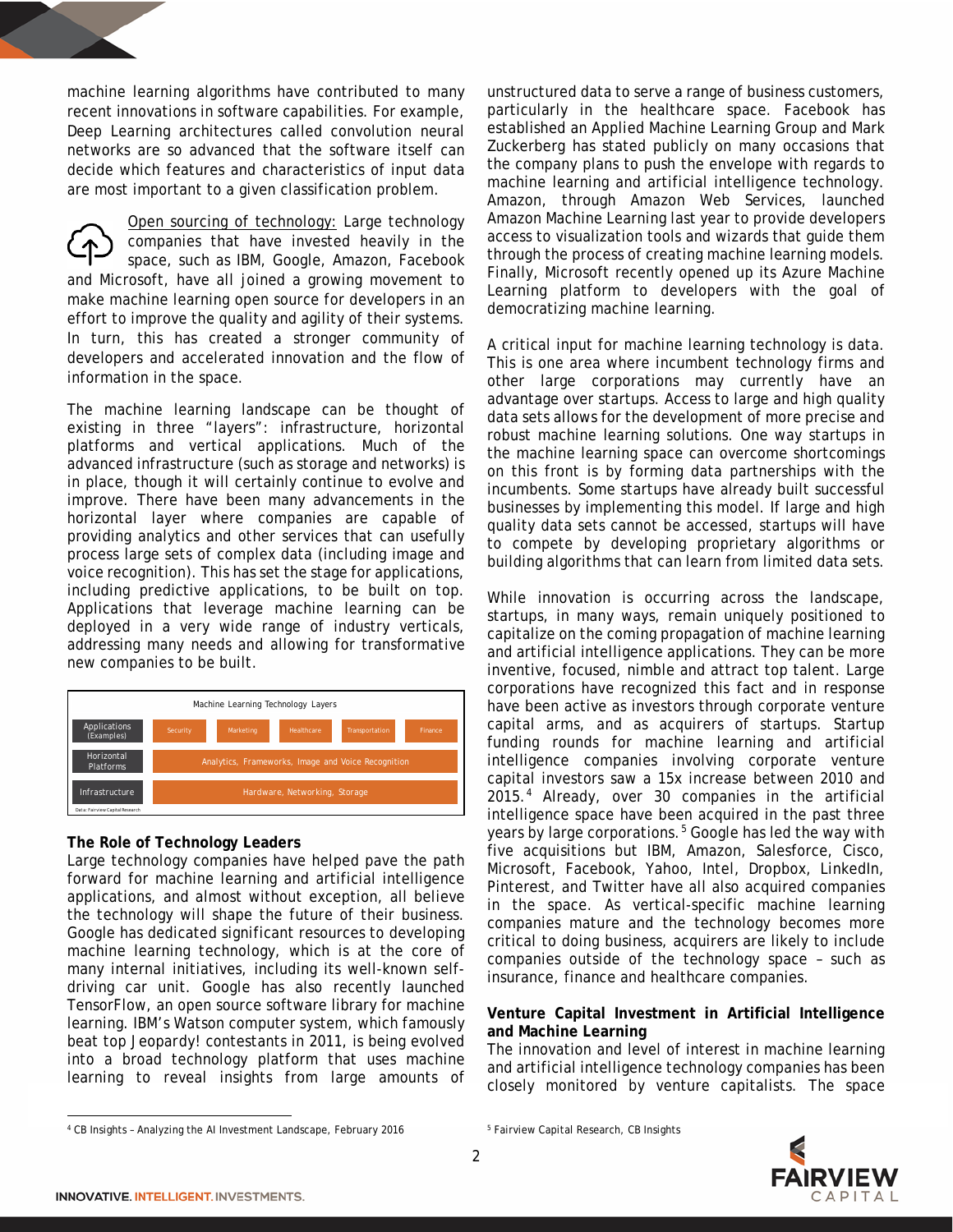machine learning algorithms have contributed to many recent innovations in software capabilities. For example, Deep Learning architectures called convolution neural networks are so advanced that the software itself can decide which features and characteristics of input data are most important to a given classification problem.

Open sourcing of technology: Large technology companies that have invested heavily in the space, such as IBM, Google, Amazon, Facebook and Microsoft, have all joined a growing movement to make machine learning open source for developers in an effort to improve the quality and agility of their systems. In turn, this has created a stronger community of developers and accelerated innovation and the flow of information in the space.

The machine learning landscape can be thought of existing in three "layers": infrastructure, horizontal platforms and vertical applications. Much of the advanced infrastructure (such as storage and networks) is in place, though it will certainly continue to evolve and improve. There have been many advancements in the horizontal layer where companies are capable of providing analytics and other services that can usefully process large sets of complex data (including image and voice recognition). This has set the stage for applications, including predictive applications, to be built on top. Applications that leverage machine learning can be deployed in a very wide range of industry verticals, addressing many needs and allowing for transformative new companies to be built.

Machine Learning Technology Layers

| | | | | | |
|---|---|---|---|---|---|
| Applications (Examples) | Security | Marketing | Healthcare | Transportation | Finance |
| Horizontal Platforms | Analytics, Frameworks, Image and Voice Recognition | | | | |
| Infrastructure | Hardware, Networking, Storage | | | | |

Data: Fairview Capital Research

**The Role of Technology Leaders**

Large technology companies have helped pave the path forward for machine learning and artificial intelligence applications, and almost without exception, all believe the technology will shape the future of their business. Google has dedicated significant resources to developing machine learning technology, which is at the core of many internal initiatives, including its well-known self-driving car unit. Google has also recently launched TensorFlow, an open source software library for machine learning. IBM's Watson computer system, which famously beat top Jeopardy! contestants in 2011, is being evolved into a broad technology platform that uses machine learning to reveal insights from large amounts of unstructured data to serve a range of business customers, particularly in the healthcare space. Facebook has established an Applied Machine Learning Group and Mark Zuckerberg has stated publicly on many occasions that the company plans to push the envelope with regards to machine learning and artificial intelligence technology. Amazon, through Amazon Web Services, launched Amazon Machine Learning last year to provide developers access to visualization tools and wizards that guide them through the process of creating machine learning models. Finally, Microsoft recently opened up its Azure Machine Learning platform to developers with the goal of democratizing machine learning.

A critical input for machine learning technology is data. This is one area where incumbent technology firms and other large corporations may currently have an advantage over startups. Access to large and high quality data sets allows for the development of more precise and robust machine learning solutions. One way startups in the machine learning space can overcome shortcomings on this front is by forming data partnerships with the incumbents. Some startups have already built successful businesses by implementing this model. If large and high quality data sets cannot be accessed, startups will have to compete by developing proprietary algorithms or building algorithms that can learn from limited data sets.

While innovation is occurring across the landscape, startups, in many ways, remain uniquely positioned to capitalize on the coming propagation of machine learning and artificial intelligence applications. They can be more inventive, focused, nimble and attract top talent. Large corporations have recognized this fact and in response have been active as investors through corporate venture capital arms, and as acquirers of startups. Startup funding rounds for machine learning and artificial intelligence companies involving corporate venture capital investors saw a 15x increase between 2010 and 2015.[4] Already, over 30 companies in the artificial intelligence space have been acquired in the past three years by large corporations.[5] Google has led the way with five acquisitions but IBM, Amazon, Salesforce, Cisco, Microsoft, Facebook, Yahoo, Intel, Dropbox, LinkedIn, Pinterest, and Twitter have all also acquired companies in the space. As vertical-specific machine learning companies mature and the technology becomes more critical to doing business, acquirers are likely to include companies outside of the technology space – such as insurance, finance and healthcare companies.

**Venture Capital Investment in Artificial Intelligence and Machine Learning**

The innovation and level of interest in machine learning and artificial intelligence technology companies has been closely monitored by venture capitalists. The space

[4] CB Insights – Analyzing the AI Investment Landscape, February 2016

[5] Fairview Capital Research, CB Insights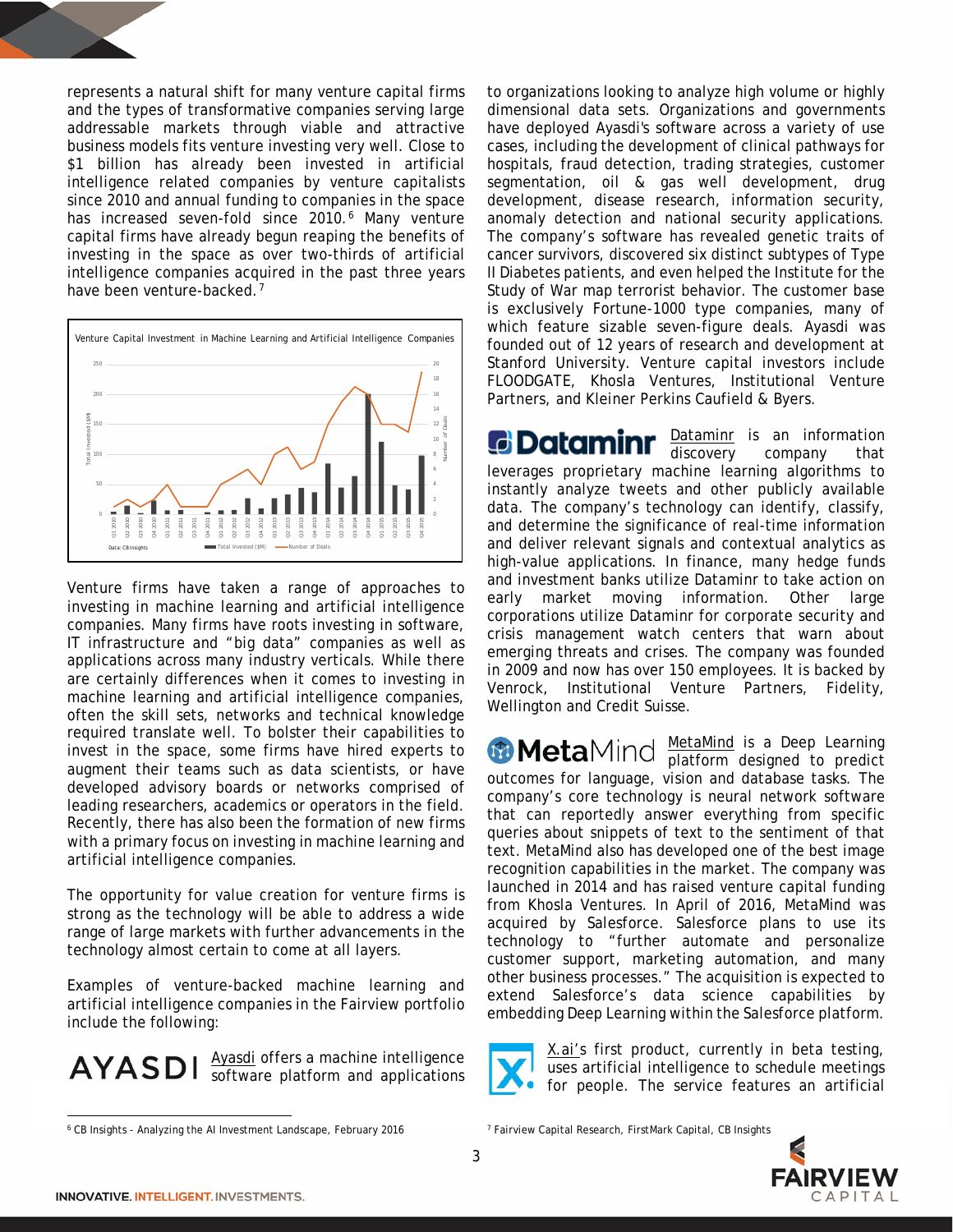represents a natural shift for many venture capital firms and the types of transformative companies serving large addressable markets through viable and attractive business models fits venture investing very well. Close to $1 billion has already been invested in artificial intelligence related companies by venture capitalists since 2010 and annual funding to companies in the space has increased seven-fold since 2010.[6] Many venture capital firms have already begun reaping the benefits of investing in the space as over two-thirds of artificial intelligence companies acquired in the past three years have been venture-backed.[7]

Venture Capital Investment in Machine Learning and Artificial Intelligence Companies

Data: CB Insights

Venture firms have taken a range of approaches to investing in machine learning and artificial intelligence companies. Many firms have roots investing in software, IT infrastructure and "big data" companies as well as applications across many industry verticals. While there are certainly differences when it comes to investing in machine learning and artificial intelligence companies, often the skill sets, networks and technical knowledge required translate well. To bolster their capabilities to invest in the space, some firms have hired experts to augment their teams such as data scientists, or have developed advisory boards or networks comprised of leading researchers, academics or operators in the field. Recently, there has also been the formation of new firms with a primary focus on investing in machine learning and artificial intelligence companies.

The opportunity for value creation for venture firms is strong as the technology will be able to address a wide range of large markets with further advancements in the technology almost certain to come at all layers.

Examples of venture-backed machine learning and artificial intelligence companies in the Fairview portfolio include the following:

**AYASDI** Ayasdi offers a machine intelligence software platform and applications to organizations looking to analyze high volume or highly dimensional data sets. Organizations and governments have deployed Ayasdi's software across a variety of use cases, including the development of clinical pathways for hospitals, fraud detection, trading strategies, customer segmentation, oil & gas well development, drug development, disease research, information security, anomaly detection and national security applications. The company's software has revealed genetic traits of cancer survivors, discovered six distinct subtypes of Type II Diabetes patients, and even helped the Institute for the Study of War map terrorist behavior. The customer base is exclusively Fortune-1000 type companies, many of which feature sizable seven-figure deals. Ayasdi was founded out of 12 years of research and development at Stanford University. Venture capital investors include FLOODGATE, Khosla Ventures, Institutional Venture Partners, and Kleiner Perkins Caufield & Byers.

**Dataminr** Dataminr is an information discovery company that leverages proprietary machine learning algorithms to instantly analyze tweets and other publicly available data. The company's technology can identify, classify, and determine the significance of real-time information and deliver relevant signals and contextual analytics as high-value applications. In finance, many hedge funds and investment banks utilize Dataminr to take action on early market moving information. Other large corporations utilize Dataminr for corporate security and crisis management watch centers that warn about emerging threats and crises. The company was founded in 2009 and now has over 150 employees. It is backed by Venrock, Institutional Venture Partners, Fidelity, Wellington and Credit Suisse.

**MetaMind** MetaMind is a Deep Learning platform designed to predict outcomes for language, vision and database tasks. The company's core technology is neural network software that can reportedly answer everything from specific queries about snippets of text to the sentiment of that text. MetaMind also has developed one of the best image recognition capabilities in the market. The company was launched in 2014 and has raised venture capital funding from Khosla Ventures. In April of 2016, MetaMind was acquired by Salesforce. Salesforce plans to use its technology to "further automate and personalize customer support, marketing automation, and many other business processes." The acquisition is expected to extend Salesforce's data science capabilities by embedding Deep Learning within the Salesforce platform.

X.ai's first product, currently in beta testing, uses artificial intelligence to schedule meetings for people. The service features an artificial

[6] CB Insights - Analyzing the AI Investment Landscape, February 2016

[7] Fairview Capital Research, FirstMark Capital, CB Insights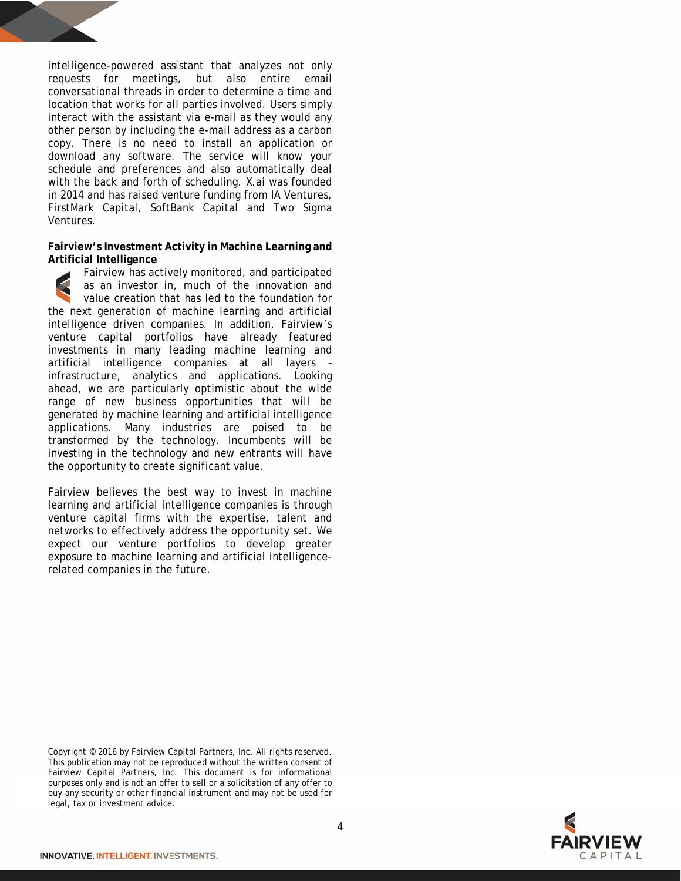intelligence-powered assistant that analyzes not only requests for meetings, but also entire email conversational threads in order to determine a time and location that works for all parties involved. Users simply interact with the assistant via e-mail as they would any other person by including the e-mail address as a carbon copy. There is no need to install an application or download any software. The service will know your schedule and preferences and also automatically deal with the back and forth of scheduling. X.ai was founded in 2014 and has raised venture funding from IA Ventures, FirstMark Capital, SoftBank Capital and Two Sigma Ventures.

**Fairview's Investment Activity in Machine Learning and Artificial Intelligence**

Fairview has actively monitored, and participated as an investor in, much of the innovation and value creation that has led to the foundation for the next generation of machine learning and artificial intelligence driven companies. In addition, Fairview's venture capital portfolios have already featured investments in many leading machine learning and artificial intelligence companies at all layers – infrastructure, analytics and applications. Looking ahead, we are particularly optimistic about the wide range of new business opportunities that will be generated by machine learning and artificial intelligence applications. Many industries are poised to be transformed by the technology. Incumbents will be investing in the technology and new entrants will have the opportunity to create significant value.

Fairview believes the best way to invest in machine learning and artificial intelligence companies is through venture capital firms with the expertise, talent and networks to effectively address the opportunity set. We expect our venture portfolios to develop greater exposure to machine learning and artificial intelligence-related companies in the future.

Copyright © 2016 by Fairview Capital Partners, Inc. All rights reserved. This publication may not be reproduced without the written consent of Fairview Capital Partners, Inc. This document is for informational purposes only and is not an offer to sell or a solicitation of any offer to buy any security or other financial instrument and may not be used for legal, tax or investment advice.